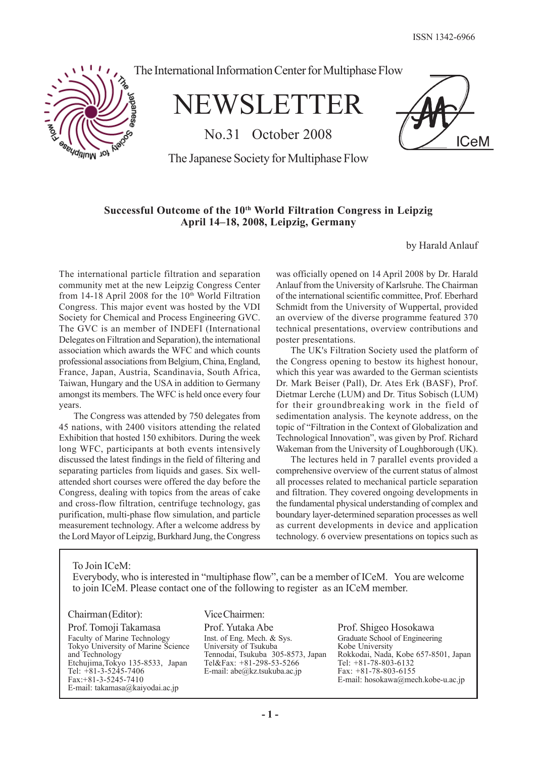ISSN 1342-6966

The International Information Center for Multiphase Flow

# NEWSLETTER

No.31 October 2008

The Japanese Society for Multiphase Flow

## Successful Outcome of the 10th World Filtration Congress in Leipzig
## April 14–18, 2008, Leipzig, Germany

by Harald Anlauf

The international particle filtration and separation community met at the new Leipzig Congress Center from 14-18 April 2008 for the 10th World Filtration Congress. This major event was hosted by the VDI Society for Chemical and Process Engineering GVC. The GVC is an member of INDEFI (International Delegates on Filtration and Separation), the international association which awards the WFC and which counts professional associations from Belgium, China, England, France, Japan, Austria, Scandinavia, South Africa, Taiwan, Hungary and the USA in addition to Germany amongst its members. The WFC is held once every four years.

The Congress was attended by 750 delegates from 45 nations, with 2400 visitors attending the related Exhibition that hosted 150 exhibitors. During the week long WFC, participants at both events intensively discussed the latest findings in the field of filtering and separating particles from liquids and gases. Six well-attended short courses were offered the day before the Congress, dealing with topics from the areas of cake and cross-flow filtration, centrifuge technology, gas purification, multi-phase flow simulation, and particle measurement technology. After a welcome address by the Lord Mayor of Leipzig, Burkhard Jung, the Congress was officially opened on 14 April 2008 by Dr. Harald Anlauf from the University of Karlsruhe. The Chairman of the international scientific committee, Prof. Eberhard Schmidt from the University of Wuppertal, provided an overview of the diverse programme featured 370 technical presentations, overview contributions and poster presentations.

The UK's Filtration Society used the platform of the Congress opening to bestow its highest honour, which this year was awarded to the German scientists Dr. Mark Beiser (Pall), Dr. Ates Erk (BASF), Prof. Dietmar Lerche (LUM) and Dr. Titus Sobisch (LUM) for their groundbreaking work in the field of sedimentation analysis. The keynote address, on the topic of "Filtration in the Context of Globalization and Technological Innovation", was given by Prof. Richard Wakeman from the University of Loughborough (UK).

The lectures held in 7 parallel events provided a comprehensive overview of the current status of almost all processes related to mechanical particle separation and filtration. They covered ongoing developments in the fundamental physical understanding of complex and boundary layer-determined separation processes as well as current developments in device and application technology. 6 overview presentations on topics such as

---

To Join ICeM:
Everybody, who is interested in "multiphase flow", can be a member of ICeM. You are welcome to join ICeM. Please contact one of the following to register as an ICeM member.

**Chairman (Editor):**
Prof. Tomoji Takamasa
Faculty of Marine Technology
Tokyo University of Marine Science and Technology
Etchujima, Tokyo 135-8533, Japan
Tel: +81-3-5245-7406
Fax: +81-3-5245-7410
E-mail: takamasa@kaiyodai.ac.jp

**Vice Chairmen:**
Prof. Yutaka Abe
Inst. of Eng. Mech. & Sys.
University of Tsukuba
Tennodai, Tsukuba 305-8573, Japan
Tel&Fax: +81-298-53-5266
E-mail: abe@kz.tsukuba.ac.jp

Prof. Shigeo Hosokawa
Graduate School of Engineering
Kobe University
Rokkodai, Nada, Kobe 657-8501, Japan
Tel: +81-78-803-6132
Fax: +81-78-803-6155
E-mail: hosokawa@mech.kobe-u.ac.jp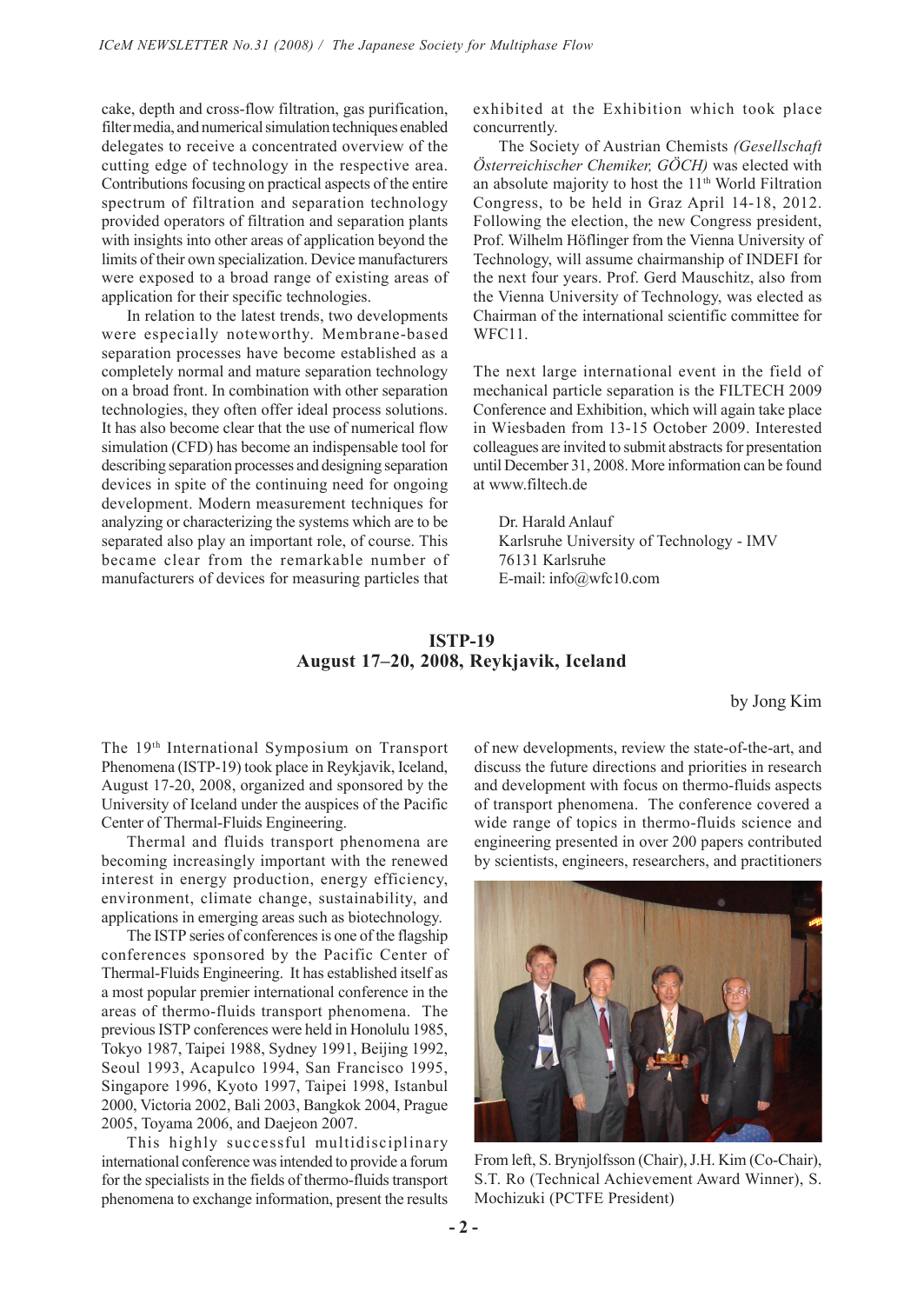cake, depth and cross-flow filtration, gas purification, filter media, and numerical simulation techniques enabled delegates to receive a concentrated overview of the cutting edge of technology in the respective area. Contributions focusing on practical aspects of the entire spectrum of filtration and separation technology provided operators of filtration and separation plants with insights into other areas of application beyond the limits of their own specialization. Device manufacturers were exposed to a broad range of existing areas of application for their specific technologies.

In relation to the latest trends, two developments were especially noteworthy. Membrane-based separation processes have become established as a completely normal and mature separation technology on a broad front. In combination with other separation technologies, they often offer ideal process solutions. It has also become clear that the use of numerical flow simulation (CFD) has become an indispensable tool for describing separation processes and designing separation devices in spite of the continuing need for ongoing development. Modern measurement techniques for analyzing or characterizing the systems which are to be separated also play an important role, of course. This became clear from the remarkable number of manufacturers of devices for measuring particles that exhibited at the Exhibition which took place concurrently.

The Society of Austrian Chemists *(Gesellschaft Österreichischer Chemiker, GÖCH)* was elected with an absolute majority to host the 11th World Filtration Congress, to be held in Graz April 14-18, 2012. Following the election, the new Congress president, Prof. Wilhelm Höflinger from the Vienna University of Technology, will assume chairmanship of INDEFI for the next four years. Prof. Gerd Mauschitz, also from the Vienna University of Technology, was elected as Chairman of the international scientific committee for WFC11.

The next large international event in the field of mechanical particle separation is the FILTECH 2009 Conference and Exhibition, which will again take place in Wiesbaden from 13-15 October 2009. Interested colleagues are invited to submit abstracts for presentation until December 31, 2008. More information can be found at www.filtech.de

Dr. Harald Anlauf
Karlsruhe University of Technology - IMV
76131 Karlsruhe
E-mail: info@wfc10.com

## ISTP-19
## August 17–20, 2008, Reykjavik, Iceland

by Jong Kim

The 19th International Symposium on Transport Phenomena (ISTP-19) took place in Reykjavik, Iceland, August 17-20, 2008, organized and sponsored by the University of Iceland under the auspices of the Pacific Center of Thermal-Fluids Engineering.

Thermal and fluids transport phenomena are becoming increasingly important with the renewed interest in energy production, energy efficiency, environment, climate change, sustainability, and applications in emerging areas such as biotechnology.

The ISTP series of conferences is one of the flagship conferences sponsored by the Pacific Center of Thermal-Fluids Engineering. It has established itself as a most popular premier international conference in the areas of thermo-fluids transport phenomena. The previous ISTP conferences were held in Honolulu 1985, Tokyo 1987, Taipei 1988, Sydney 1991, Beijing 1992, Seoul 1993, Acapulco 1994, San Francisco 1995, Singapore 1996, Kyoto 1997, Taipei 1998, Istanbul 2000, Victoria 2002, Bali 2003, Bangkok 2004, Prague 2005, Toyama 2006, and Daejeon 2007.

This highly successful multidisciplinary international conference was intended to provide a forum for the specialists in the fields of thermo-fluids transport phenomena to exchange information, present the results of new developments, review the state-of-the-art, and discuss the future directions and priorities in research and development with focus on thermo-fluids aspects of transport phenomena. The conference covered a wide range of topics in thermo-fluids science and engineering presented in over 200 papers contributed by scientists, engineers, researchers, and practitioners

From left, S. Brynjolfsson (Chair), J.H. Kim (Co-Chair), S.T. Ro (Technical Achievement Award Winner), S. Mochizuki (PCTFE President)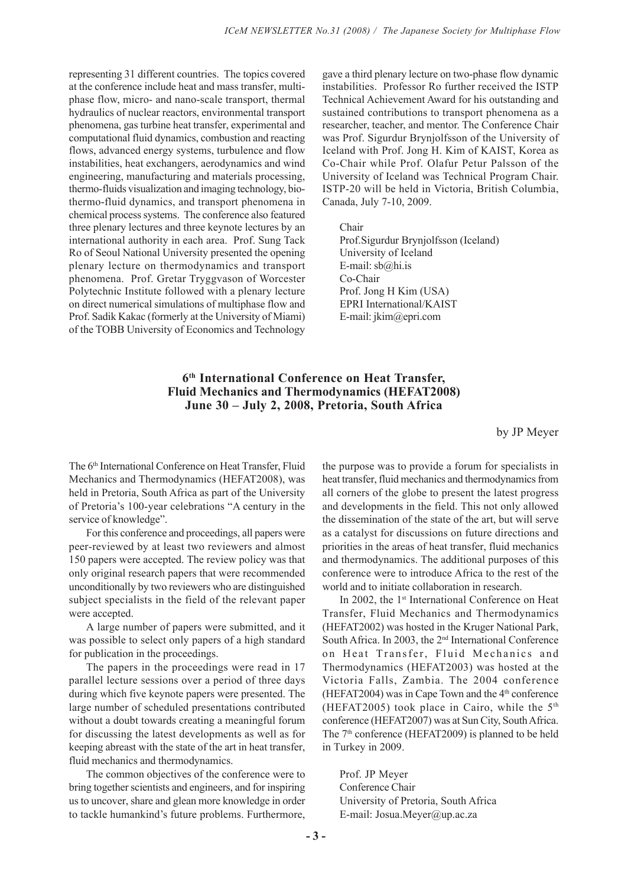representing 31 different countries. The topics covered at the conference include heat and mass transfer, multiphase flow, micro- and nano-scale transport, thermal hydraulics of nuclear reactors, environmental transport phenomena, gas turbine heat transfer, experimental and computational fluid dynamics, combustion and reacting flows, advanced energy systems, turbulence and flow instabilities, heat exchangers, aerodynamics and wind engineering, manufacturing and materials processing, thermo-fluids visualization and imaging technology, biothermo-fluid dynamics, and transport phenomena in chemical process systems. The conference also featured three plenary lectures and three keynote lectures by an international authority in each area. Prof. Sung Tack Ro of Seoul National University presented the opening plenary lecture on thermodynamics and transport phenomena. Prof. Gretar Tryggvason of Worcester Polytechnic Institute followed with a plenary lecture on direct numerical simulations of multiphase flow and Prof. Sadik Kakac (formerly at the University of Miami) of the TOBB University of Economics and Technology gave a third plenary lecture on two-phase flow dynamic instabilities. Professor Ro further received the ISTP Technical Achievement Award for his outstanding and sustained contributions to transport phenomena as a researcher, teacher, and mentor. The Conference Chair was Prof. Sigurdur Brynjolfsson of the University of Iceland with Prof. Jong H. Kim of KAIST, Korea as Co-Chair while Prof. Olafur Petur Palsson of the University of Iceland was Technical Program Chair. ISTP-20 will be held in Victoria, British Columbia, Canada, July 7-10, 2009.

Chair
Prof.Sigurdur Brynjolfsson (Iceland)
University of Iceland
E-mail: sb@hi.is
Co-Chair
Prof. Jong H Kim (USA)
EPRI International/KAIST
E-mail: jkim@epri.com

## 6th International Conference on Heat Transfer, Fluid Mechanics and Thermodynamics (HEFAT2008) June 30 – July 2, 2008, Pretoria, South Africa

by JP Meyer

The 6th International Conference on Heat Transfer, Fluid Mechanics and Thermodynamics (HEFAT2008), was held in Pretoria, South Africa as part of the University of Pretoria's 100-year celebrations "A century in the service of knowledge".

For this conference and proceedings, all papers were peer-reviewed by at least two reviewers and almost 150 papers were accepted. The review policy was that only original research papers that were recommended unconditionally by two reviewers who are distinguished subject specialists in the field of the relevant paper were accepted.

A large number of papers were submitted, and it was possible to select only papers of a high standard for publication in the proceedings.

The papers in the proceedings were read in 17 parallel lecture sessions over a period of three days during which five keynote papers were presented. The large number of scheduled presentations contributed without a doubt towards creating a meaningful forum for discussing the latest developments as well as for keeping abreast with the state of the art in heat transfer, fluid mechanics and thermodynamics.

The common objectives of the conference were to bring together scientists and engineers, and for inspiring us to uncover, share and glean more knowledge in order to tackle humankind's future problems. Furthermore, the purpose was to provide a forum for specialists in heat transfer, fluid mechanics and thermodynamics from all corners of the globe to present the latest progress and developments in the field. This not only allowed the dissemination of the state of the art, but will serve as a catalyst for discussions on future directions and priorities in the areas of heat transfer, fluid mechanics and thermodynamics. The additional purposes of this conference were to introduce Africa to the rest of the world and to initiate collaboration in research.

In 2002, the 1st International Conference on Heat Transfer, Fluid Mechanics and Thermodynamics (HEFAT2002) was hosted in the Kruger National Park, South Africa. In 2003, the 2nd International Conference on Heat Transfer, Fluid Mechanics and Thermodynamics (HEFAT2003) was hosted at the Victoria Falls, Zambia. The 2004 conference (HEFAT2004) was in Cape Town and the 4th conference (HEFAT2005) took place in Cairo, while the 5th conference (HEFAT2007) was at Sun City, South Africa. The 7th conference (HEFAT2009) is planned to be held in Turkey in 2009.

Prof. JP Meyer
Conference Chair
University of Pretoria, South Africa
E-mail: Josua.Meyer@up.ac.za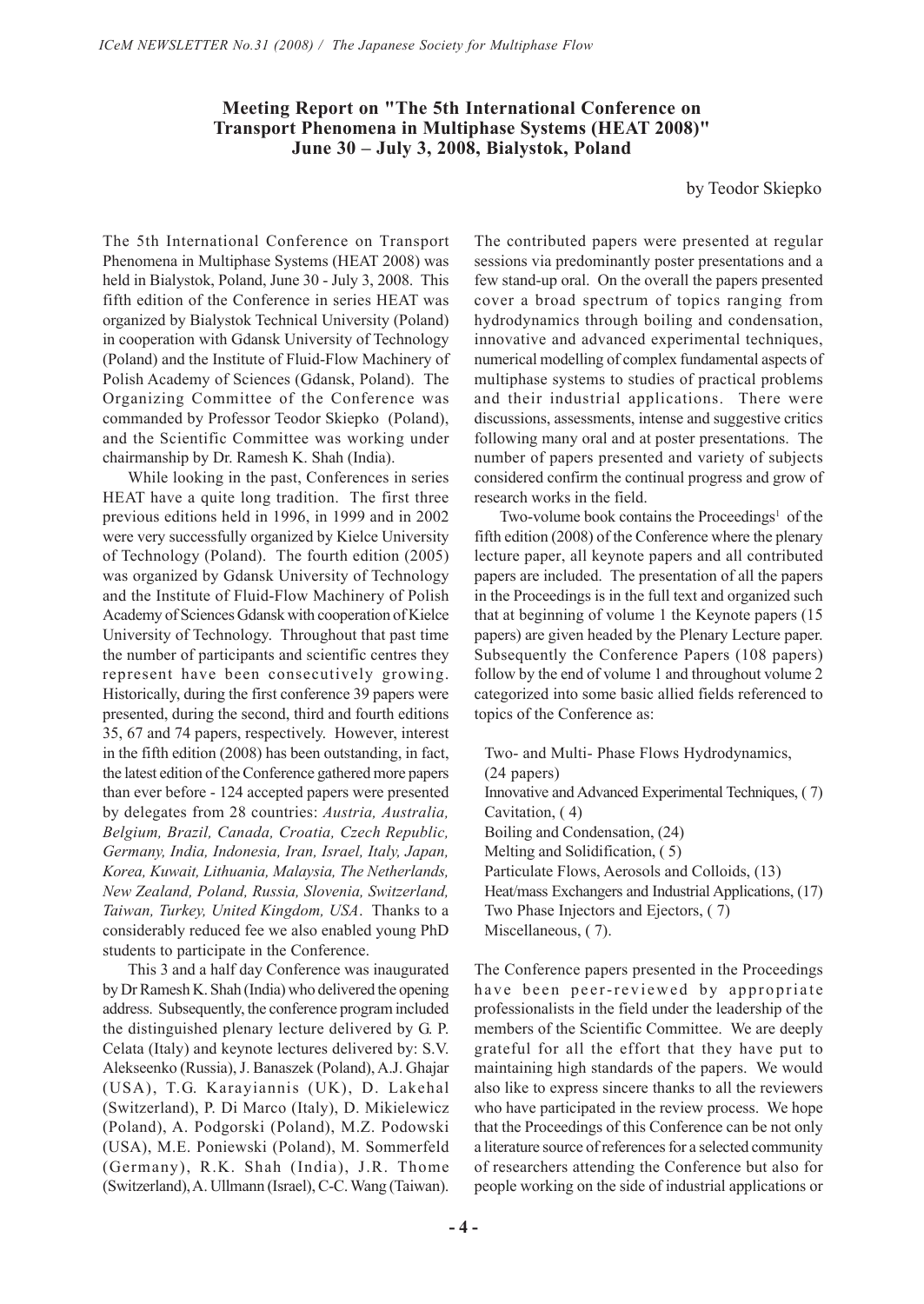## Meeting Report on "The 5th International Conference on Transport Phenomena in Multiphase Systems (HEAT 2008)" June 30 – July 3, 2008, Bialystok, Poland

by Teodor Skiepko

The 5th International Conference on Transport Phenomena in Multiphase Systems (HEAT 2008) was held in Bialystok, Poland, June 30 - July 3, 2008. This fifth edition of the Conference in series HEAT was organized by Bialystok Technical University (Poland) in cooperation with Gdansk University of Technology (Poland) and the Institute of Fluid-Flow Machinery of Polish Academy of Sciences (Gdansk, Poland). The Organizing Committee of the Conference was commanded by Professor Teodor Skiepko (Poland), and the Scientific Committee was working under chairmanship by Dr. Ramesh K. Shah (India).

While looking in the past, Conferences in series HEAT have a quite long tradition. The first three previous editions held in 1996, in 1999 and in 2002 were very successfully organized by Kielce University of Technology (Poland). The fourth edition (2005) was organized by Gdansk University of Technology and the Institute of Fluid-Flow Machinery of Polish Academy of Sciences Gdansk with cooperation of Kielce University of Technology. Throughout that past time the number of participants and scientific centres they represent have been consecutively growing. Historically, during the first conference 39 papers were presented, during the second, third and fourth editions 35, 67 and 74 papers, respectively. However, interest in the fifth edition (2008) has been outstanding, in fact, the latest edition of the Conference gathered more papers than ever before - 124 accepted papers were presented by delegates from 28 countries: *Austria, Australia, Belgium, Brazil, Canada, Croatia, Czech Republic, Germany, India, Indonesia, Iran, Israel, Italy, Japan, Korea, Kuwait, Lithuania, Malaysia, The Netherlands, New Zealand, Poland, Russia, Slovenia, Switzerland, Taiwan, Turkey, United Kingdom, USA*. Thanks to a considerably reduced fee we also enabled young PhD students to participate in the Conference.

This 3 and a half day Conference was inaugurated by Dr Ramesh K. Shah (India) who delivered the opening address. Subsequently, the conference program included the distinguished plenary lecture delivered by G. P. Celata (Italy) and keynote lectures delivered by: S.V. Alekseenko (Russia), J. Banaszek (Poland), A.J. Ghajar (USA), T.G. Karayiannis (UK), D. Lakehal (Switzerland), P. Di Marco (Italy), D. Mikielewicz (Poland), A. Podgorski (Poland), M.Z. Podowski (USA), M.E. Poniewski (Poland), M. Sommerfeld (Germany), R.K. Shah (India), J.R. Thome (Switzerland), A. Ullmann (Israel), C-C. Wang (Taiwan).

The contributed papers were presented at regular sessions via predominantly poster presentations and a few stand-up oral. On the overall the papers presented cover a broad spectrum of topics ranging from hydrodynamics through boiling and condensation, innovative and advanced experimental techniques, numerical modelling of complex fundamental aspects of multiphase systems to studies of practical problems and their industrial applications. There were discussions, assessments, intense and suggestive critics following many oral and at poster presentations. The number of papers presented and variety of subjects considered confirm the continual progress and grow of research works in the field.

Two-volume book contains the Proceedings[1] of the fifth edition (2008) of the Conference where the plenary lecture paper, all keynote papers and all contributed papers are included. The presentation of all the papers in the Proceedings is in the full text and organized such that at beginning of volume 1 the Keynote papers (15 papers) are given headed by the Plenary Lecture paper. Subsequently the Conference Papers (108 papers) follow by the end of volume 1 and throughout volume 2 categorized into some basic allied fields referenced to topics of the Conference as:

- Two- and Multi- Phase Flows Hydrodynamics, (24 papers)
- Innovative and Advanced Experimental Techniques, ( 7)
- Cavitation, ( 4)
- Boiling and Condensation, (24)
- Melting and Solidification, ( 5)
- Particulate Flows, Aerosols and Colloids, (13)
- Heat/mass Exchangers and Industrial Applications, (17)
- Two Phase Injectors and Ejectors, ( 7)
- Miscellaneous, ( 7).

The Conference papers presented in the Proceedings have been peer-reviewed by appropriate professionalists in the field under the leadership of the members of the Scientific Committee. We are deeply grateful for all the effort that they have put to maintaining high standards of the papers. We would also like to express sincere thanks to all the reviewers who have participated in the review process. We hope that the Proceedings of this Conference can be not only a literature source of references for a selected community of researchers attending the Conference but also for people working on the side of industrial applications or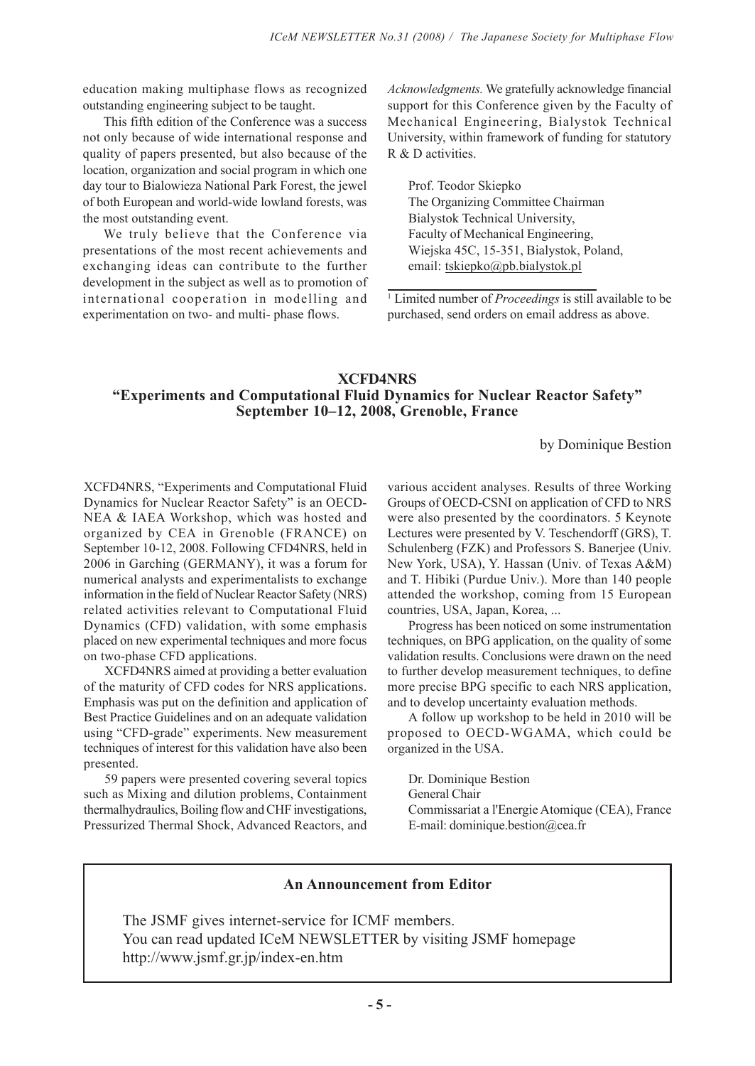education making multiphase flows as recognized outstanding engineering subject to be taught.

This fifth edition of the Conference was a success not only because of wide international response and quality of papers presented, but also because of the location, organization and social program in which one day tour to Bialowieza National Park Forest, the jewel of both European and world-wide lowland forests, was the most outstanding event.

We truly believe that the Conference via presentations of the most recent achievements and exchanging ideas can contribute to the further development in the subject as well as to promotion of international cooperation in modelling and experimentation on two- and multi- phase flows.

*Acknowledgments.* We gratefully acknowledge financial support for this Conference given by the Faculty of Mechanical Engineering, Bialystok Technical University, within framework of funding for statutory R & D activities.

Prof. Teodor Skiepko
The Organizing Committee Chairman
Bialystok Technical University,
Faculty of Mechanical Engineering,
Wiejska 45C, 15-351, Bialystok, Poland,
email: tskiepko@pb.bialystok.pl

[1] Limited number of *Proceedings* is still available to be purchased, send orders on email address as above.

## XCFD4NRS
## "Experiments and Computational Fluid Dynamics for Nuclear Reactor Safety"
## September 10–12, 2008, Grenoble, France

by Dominique Bestion

XCFD4NRS, "Experiments and Computational Fluid Dynamics for Nuclear Reactor Safety" is an OECD-NEA & IAEA Workshop, which was hosted and organized by CEA in Grenoble (FRANCE) on September 10-12, 2008. Following CFD4NRS, held in 2006 in Garching (GERMANY), it was a forum for numerical analysts and experimentalists to exchange information in the field of Nuclear Reactor Safety (NRS) related activities relevant to Computational Fluid Dynamics (CFD) validation, with some emphasis placed on new experimental techniques and more focus on two-phase CFD applications.

XCFD4NRS aimed at providing a better evaluation of the maturity of CFD codes for NRS applications. Emphasis was put on the definition and application of Best Practice Guidelines and on an adequate validation using "CFD-grade" experiments. New measurement techniques of interest for this validation have also been presented.

59 papers were presented covering several topics such as Mixing and dilution problems, Containment thermalhydraulics, Boiling flow and CHF investigations, Pressurized Thermal Shock, Advanced Reactors, and various accident analyses. Results of three Working Groups of OECD-CSNI on application of CFD to NRS were also presented by the coordinators. 5 Keynote Lectures were presented by V. Teschendorff (GRS), T. Schulenberg (FZK) and Professors S. Banerjee (Univ. New York, USA), Y. Hassan (Univ. of Texas A&M) and T. Hibiki (Purdue Univ.). More than 140 people attended the workshop, coming from 15 European countries, USA, Japan, Korea, ...

Progress has been noticed on some instrumentation techniques, on BPG application, on the quality of some validation results. Conclusions were drawn on the need to further develop measurement techniques, to define more precise BPG specific to each NRS application, and to develop uncertainty evaluation methods.

A follow up workshop to be held in 2010 will be proposed to OECD-WGAMA, which could be organized in the USA.

Dr. Dominique Bestion
General Chair
Commissariat a l'Energie Atomique (CEA), France
E-mail: dominique.bestion@cea.fr

---

**An Announcement from Editor**

The JSMF gives internet-service for ICMF members.
You can read updated ICeM NEWSLETTER by visiting JSMF homepage
http://www.jsmf.gr.jp/index-en.htm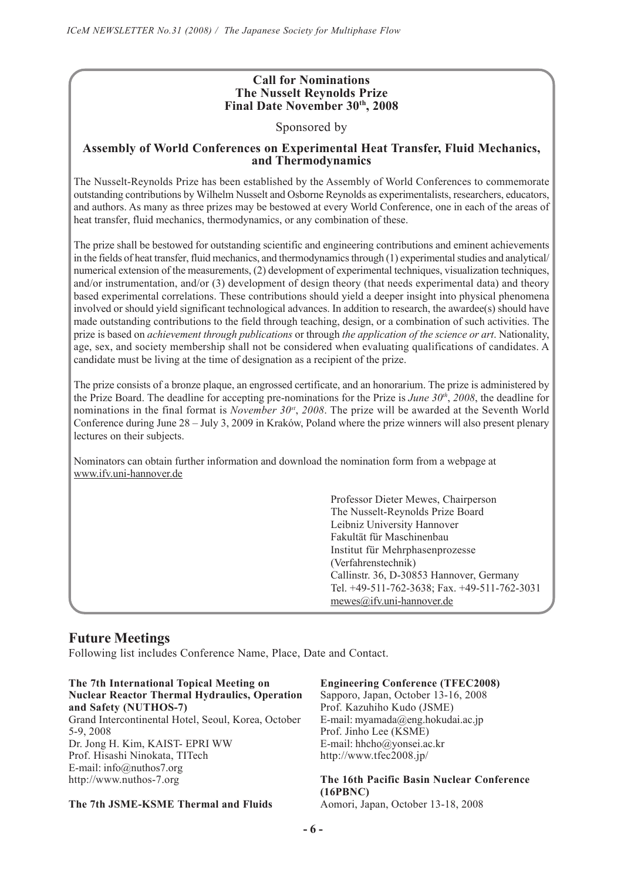**Call for Nominations**
**The Nusselt Reynolds Prize**
**Final Date November 30th, 2008**

Sponsored by

**Assembly of World Conferences on Experimental Heat Transfer, Fluid Mechanics, and Thermodynamics**

The Nusselt-Reynolds Prize has been established by the Assembly of World Conferences to commemorate outstanding contributions by Wilhelm Nusselt and Osborne Reynolds as experimentalists, researchers, educators, and authors. As many as three prizes may be bestowed at every World Conference, one in each of the areas of heat transfer, fluid mechanics, thermodynamics, or any combination of these.

The prize shall be bestowed for outstanding scientific and engineering contributions and eminent achievements in the fields of heat transfer, fluid mechanics, and thermodynamics through (1) experimental studies and analytical/numerical extension of the measurements, (2) development of experimental techniques, visualization techniques, and/or instrumentation, and/or (3) development of design theory (that needs experimental data) and theory based experimental correlations. These contributions should yield a deeper insight into physical phenomena involved or should yield significant technological advances. In addition to research, the awardee(s) should have made outstanding contributions to the field through teaching, design, or a combination of such activities. The prize is based on *achievement through publications* or through *the application of the science or art*. Nationality, age, sex, and society membership shall not be considered when evaluating qualifications of candidates. A candidate must be living at the time of designation as a recipient of the prize.

The prize consists of a bronze plaque, an engrossed certificate, and an honorarium. The prize is administered by the Prize Board. The deadline for accepting pre-nominations for the Prize is *June 30th, 2008*, the deadline for nominations in the final format is *November 30st, 2008*. The prize will be awarded at the Seventh World Conference during June 28 – July 3, 2009 in Kraków, Poland where the prize winners will also present plenary lectures on their subjects.

Nominators can obtain further information and download the nomination form from a webpage at www.ifv.uni-hannover.de

Professor Dieter Mewes, Chairperson
The Nusselt-Reynolds Prize Board
Leibniz University Hannover
Fakultät für Maschinenbau
Institut für Mehrphasenprozesse
(Verfahrenstechnik)
Callinstr. 36, D-30853 Hannover, Germany
Tel. +49-511-762-3638; Fax. +49-511-762-3031
mewes@ifv.uni-hannover.de

## Future Meetings

Following list includes Conference Name, Place, Date and Contact.

**The 7th International Topical Meeting on Nuclear Reactor Thermal Hydraulics, Operation and Safety (NUTHOS-7)**
Grand Intercontinental Hotel, Seoul, Korea, October 5-9, 2008
Dr. Jong H. Kim, KAIST- EPRI WW
Prof. Hisashi Ninokata, TITech
E-mail: info@nuthos7.org
http://www.nuthos-7.org

**The 7th JSME-KSME Thermal and Fluids Engineering Conference (TFEC2008)**
Sapporo, Japan, October 13-16, 2008
Prof. Kazuhiho Kudo (JSME)
E-mail: myamada@eng.hokudai.ac.jp
Prof. Jinho Lee (KSME)
E-mail: hhcho@yonsei.ac.kr
http://www.tfec2008.jp/

**The 16th Pacific Basin Nuclear Conference (16PBNC)**
Aomori, Japan, October 13-18, 2008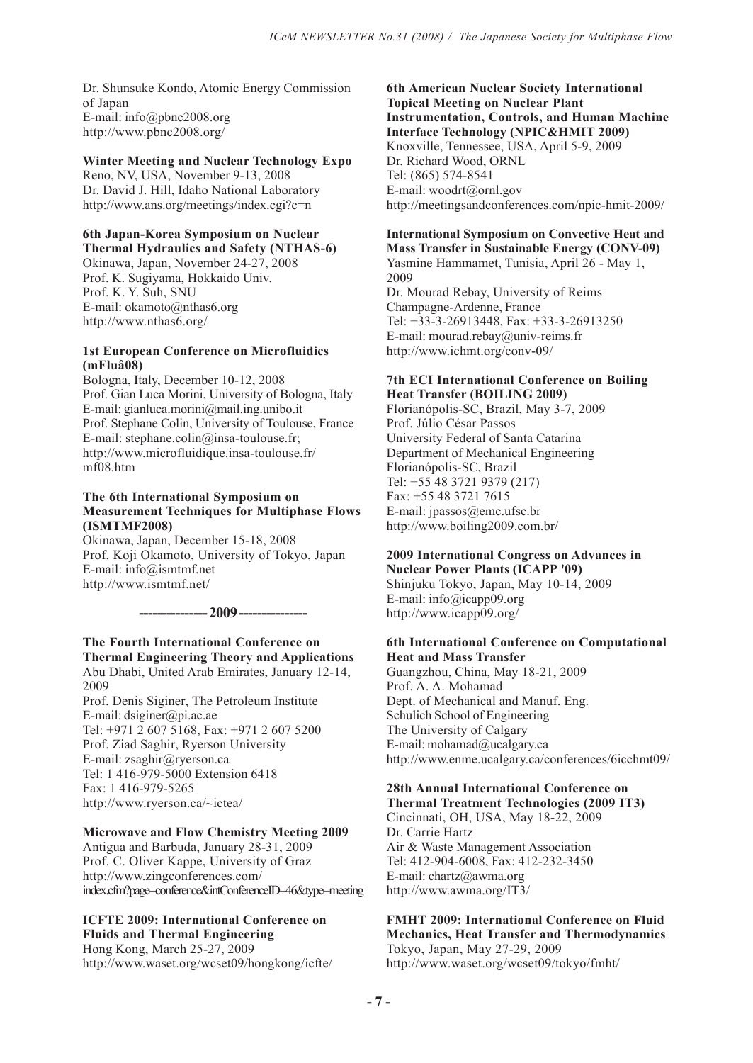Dr. Shunsuke Kondo, Atomic Energy Commission of Japan
E-mail: info@pbnc2008.org
http://www.pbnc2008.org/

**Winter Meeting and Nuclear Technology Expo**
Reno, NV, USA, November 9-13, 2008
Dr. David J. Hill, Idaho National Laboratory
http://www.ans.org/meetings/index.cgi?c=n

**6th Japan-Korea Symposium on Nuclear Thermal Hydraulics and Safety (NTHAS-6)**
Okinawa, Japan, November 24-27, 2008
Prof. K. Sugiyama, Hokkaido Univ.
Prof. K. Y. Suh, SNU
E-mail: okamoto@nthas6.org
http://www.nthas6.org/

**1st European Conference on Microfluidics (mFluâ08)**
Bologna, Italy, December 10-12, 2008
Prof. Gian Luca Morini, University of Bologna, Italy
E-mail: gianluca.morini@mail.ing.unibo.it
Prof. Stephane Colin, University of Toulouse, France
E-mail: stephane.colin@insa-toulouse.fr;
http://www.microfluidique.insa-toulouse.fr/mf08.htm

**The 6th International Symposium on Measurement Techniques for Multiphase Flows (ISMTMF2008)**
Okinawa, Japan, December 15-18, 2008
Prof. Koji Okamoto, University of Tokyo, Japan
E-mail: info@ismtmf.net
http://www.ismtmf.net/

**--------------- 2009 ---------------**

**The Fourth International Conference on Thermal Engineering Theory and Applications**
Abu Dhabi, United Arab Emirates, January 12-14, 2009
Prof. Denis Siginer, The Petroleum Institute
E-mail: dsiginer@pi.ac.ae
Tel: +971 2 607 5168, Fax: +971 2 607 5200
Prof. Ziad Saghir, Ryerson University
E-mail: zsaghir@ryerson.ca
Tel: 1 416-979-5000 Extension 6418
Fax: 1 416-979-5265
http://www.ryerson.ca/~ictea/

**Microwave and Flow Chemistry Meeting 2009**
Antigua and Barbuda, January 28-31, 2009
Prof. C. Oliver Kappe, University of Graz
http://www.zingconferences.com/index.cfm?page=conference&intConferenceID=46&type=meeting

**ICFTE 2009: International Conference on Fluids and Thermal Engineering**
Hong Kong, March 25-27, 2009
http://www.waset.org/wcset09/hongkong/icfte/

**6th American Nuclear Society International Topical Meeting on Nuclear Plant Instrumentation, Controls, and Human Machine Interface Technology (NPIC&HMIT 2009)**
Knoxville, Tennessee, USA, April 5-9, 2009
Dr. Richard Wood, ORNL
Tel: (865) 574-8541
E-mail: woodrt@ornl.gov
http://meetingsandconferences.com/npic-hmit-2009/

**International Symposium on Convective Heat and Mass Transfer in Sustainable Energy (CONV-09)**
Yasmine Hammamet, Tunisia, April 26 - May 1, 2009
Dr. Mourad Rebay, University of Reims Champagne-Ardenne, France
Tel: +33-3-26913448, Fax: +33-3-26913250
E-mail: mourad.rebay@univ-reims.fr
http://www.ichmt.org/conv-09/

**7th ECI International Conference on Boiling Heat Transfer (BOILING 2009)**
Florianópolis-SC, Brazil, May 3-7, 2009
Prof. Júlio César Passos
University Federal of Santa Catarina
Department of Mechanical Engineering
Florianópolis-SC, Brazil
Tel: +55 48 3721 9379 (217)
Fax: +55 48 3721 7615
E-mail: jpassos@emc.ufsc.br
http://www.boiling2009.com.br/

**2009 International Congress on Advances in Nuclear Power Plants (ICAPP '09)**
Shinjuku Tokyo, Japan, May 10-14, 2009
E-mail: info@icapp09.org
http://www.icapp09.org/

**6th International Conference on Computational Heat and Mass Transfer**
Guangzhou, China, May 18-21, 2009
Prof. A. A. Mohamad
Dept. of Mechanical and Manuf. Eng.
Schulich School of Engineering
The University of Calgary
E-mail: mohamad@ucalgary.ca
http://www.enme.ucalgary.ca/conferences/6icchmt09/

**28th Annual International Conference on Thermal Treatment Technologies (2009 IT3)**
Cincinnati, OH, USA, May 18-22, 2009
Dr. Carrie Hartz
Air & Waste Management Association
Tel: 412-904-6008, Fax: 412-232-3450
E-mail: chartz@awma.org
http://www.awma.org/IT3/

**FMHT 2009: International Conference on Fluid Mechanics, Heat Transfer and Thermodynamics**
Tokyo, Japan, May 27-29, 2009
http://www.waset.org/wcset09/tokyo/fmht/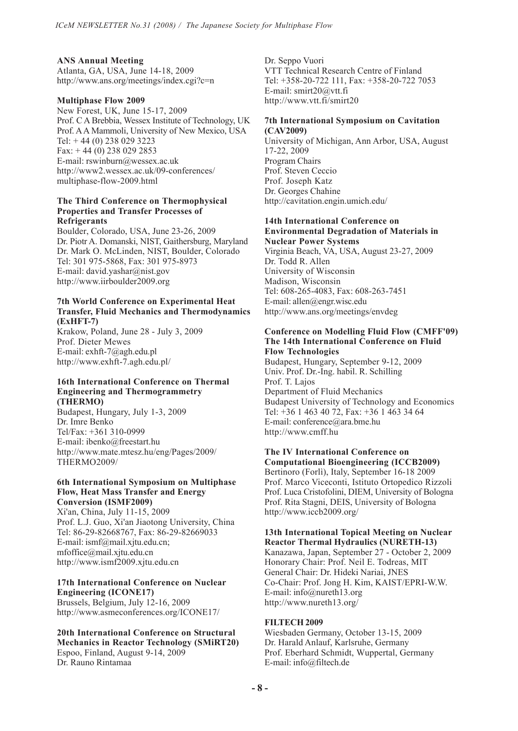**ANS Annual Meeting**
Atlanta, GA, USA, June 14-18, 2009
http://www.ans.org/meetings/index.cgi?c=n

**Multiphase Flow 2009**
New Forest, UK, June 15-17, 2009
Prof. C A Brebbia, Wessex Institute of Technology, UK
Prof. A A Mammoli, University of New Mexico, USA
Tel: + 44 (0) 238 029 3223
Fax: + 44 (0) 238 029 2853
E-mail: rswinburn@wessex.ac.uk
http://www2.wessex.ac.uk/09-conferences/multiphase-flow-2009.html

**The Third Conference on Thermophysical Properties and Transfer Processes of Refrigerants**
Boulder, Colorado, USA, June 23-26, 2009
Dr. Piotr A. Domanski, NIST, Gaithersburg, Maryland
Dr. Mark O. McLinden, NIST, Boulder, Colorado
Tel: 301 975-5868, Fax: 301 975-8973
E-mail: david.yashar@nist.gov
http://www.iirboulder2009.org

**7th World Conference on Experimental Heat Transfer, Fluid Mechanics and Thermodynamics (ExHFT-7)**
Krakow, Poland, June 28 - July 3, 2009
Prof. Dieter Mewes
E-mail: exhft-7@agh.edu.pl
http://www.exhft-7.agh.edu.pl/

**16th International Conference on Thermal Engineering and Thermogrammetry (THERMO)**
Budapest, Hungary, July 1-3, 2009
Dr. Imre Benko
Tel/Fax: +361 310-0999
E-mail: ibenko@freestart.hu
http://www.mate.mtesz.hu/eng/Pages/2009/THERMO2009/

**6th International Symposium on Multiphase Flow, Heat Mass Transfer and Energy Conversion (ISMF2009)**
Xi'an, China, July 11-15, 2009
Prof. L.J. Guo, Xi'an Jiaotong University, China
Tel: 86-29-82668767, Fax: 86-29-82669033
E-mail: ismf@mail.xjtu.edu.cn; mfoffice@mail.xjtu.edu.cn
http://www.ismf2009.xjtu.edu.cn

**17th International Conference on Nuclear Engineering (ICONE17)**
Brussels, Belgium, July 12-16, 2009
http://www.asmeconferences.org/ICONE17/

**20th International Conference on Structural Mechanics in Reactor Technology (SMiRT20)**
Espoo, Finland, August 9-14, 2009
Dr. Rauno Rintamaa
Dr. Seppo Vuori
VTT Technical Research Centre of Finland
Tel: +358-20-722 111, Fax: +358-20-722 7053
E-mail: smirt20@vtt.fi
http://www.vtt.fi/smirt20

**7th International Symposium on Cavitation (CAV2009)**
University of Michigan, Ann Arbor, USA, August 17-22, 2009
Program Chairs
Prof. Steven Ceccio
Prof. Joseph Katz
Dr. Georges Chahine
http://cavitation.engin.umich.edu/

**14th International Conference on Environmental Degradation of Materials in Nuclear Power Systems**
Virginia Beach, VA, USA, August 23-27, 2009
Dr. Todd R. Allen
University of Wisconsin
Madison, Wisconsin
Tel: 608-265-4083, Fax: 608-263-7451
E-mail: allen@engr.wisc.edu
http://www.ans.org/meetings/envdeg

**Conference on Modelling Fluid Flow (CMFF'09) The 14th International Conference on Fluid Flow Technologies**
Budapest, Hungary, September 9-12, 2009
Univ. Prof. Dr.-Ing. habil. R. Schilling
Prof. T. Lajos
Department of Fluid Mechanics
Budapest University of Technology and Economics
Tel: +36 1 463 40 72, Fax: +36 1 463 34 64
E-mail: conference@ara.bme.hu
http://www.cmff.hu

**The IV International Conference on Computational Bioengineering (ICCB2009)**
Bertinoro (Forlì), Italy, September 16-18 2009
Prof. Marco Viceconti, Istituto Ortopedico Rizzoli
Prof. Luca Cristofolini, DIEM, University of Bologna
Prof. Rita Stagni, DEIS, University of Bologna
http://www.iccb2009.org/

**13th International Topical Meeting on Nuclear Reactor Thermal Hydraulics (NURETH-13)**
Kanazawa, Japan, September 27 - October 2, 2009
Honorary Chair: Prof. Neil E. Todreas, MIT
General Chair: Dr. Hideki Nariai, JNES
Co-Chair: Prof. Jong H. Kim, KAIST/EPRI-W.W.
E-mail: info@nureth13.org
http://www.nureth13.org/

**FILTECH 2009**
Wiesbaden Germany, October 13-15, 2009
Dr. Harald Anlauf, Karlsruhe, Germany
Prof. Eberhard Schmidt, Wuppertal, Germany
E-mail: info@filtech.de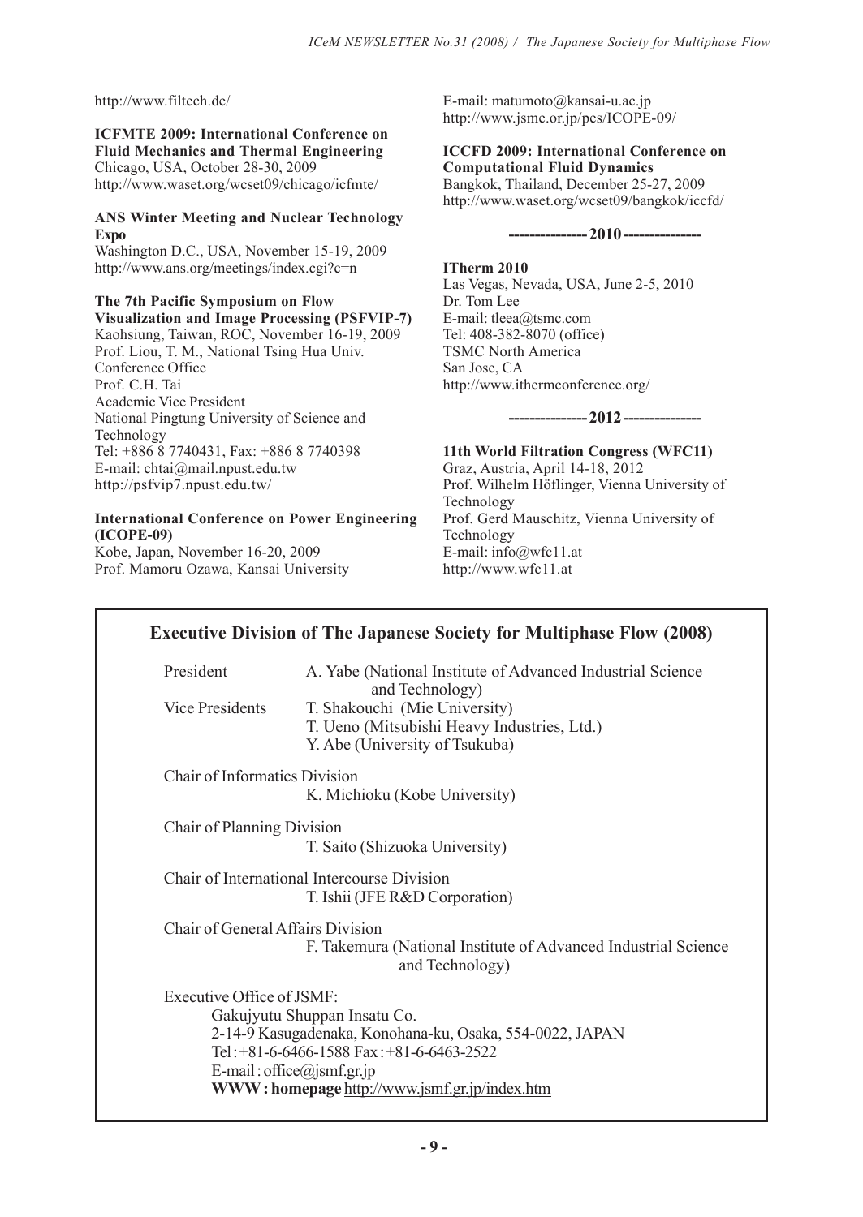http://www.filtech.de/

**ICFMTE 2009: International Conference on Fluid Mechanics and Thermal Engineering**
Chicago, USA, October 28-30, 2009
http://www.waset.org/wcset09/chicago/icfmte/

**ANS Winter Meeting and Nuclear Technology Expo**
Washington D.C., USA, November 15-19, 2009
http://www.ans.org/meetings/index.cgi?c=n

**The 7th Pacific Symposium on Flow Visualization and Image Processing (PSFVIP-7)**
Kaohsiung, Taiwan, ROC, November 16-19, 2009
Prof. Liou, T. M., National Tsing Hua Univ.
Conference Office
Prof. C.H. Tai
Academic Vice President
National Pingtung University of Science and Technology
Tel: +886 8 7740431, Fax: +886 8 7740398
E-mail: chtai@mail.npust.edu.tw
http://psfvip7.npust.edu.tw/

**International Conference on Power Engineering (ICOPE-09)**
Kobe, Japan, November 16-20, 2009
Prof. Mamoru Ozawa, Kansai University
E-mail: matumoto@kansai-u.ac.jp
http://www.jsme.or.jp/pes/ICOPE-09/

**ICCFD 2009: International Conference on Computational Fluid Dynamics**
Bangkok, Thailand, December 25-27, 2009
http://www.waset.org/wcset09/bangkok/iccfd/

**--------------- 2010 ---------------**

**ITherm 2010**
Las Vegas, Nevada, USA, June 2-5, 2010
Dr. Tom Lee
E-mail: tleea@tsmc.com
Tel: 408-382-8070 (office)
TSMC North America
San Jose, CA
http://www.ithermconference.org/

**--------------- 2012 ---------------**

**11th World Filtration Congress (WFC11)**
Graz, Austria, April 14-18, 2012
Prof. Wilhelm Höflinger, Vienna University of Technology
Prof. Gerd Mauschitz, Vienna University of Technology
E-mail: info@wfc11.at
http://www.wfc11.at

## Executive Division of The Japanese Society for Multiphase Flow (2008)

President
A. Yabe (National Institute of Advanced Industrial Science and Technology)

Vice Presidents
T. Shakouchi (Mie University)
T. Ueno (Mitsubishi Heavy Industries, Ltd.)
Y. Abe (University of Tsukuba)

Chair of Informatics Division
K. Michioku (Kobe University)

Chair of Planning Division
T. Saito (Shizuoka University)

Chair of International Intercourse Division
T. Ishii (JFE R&D Corporation)

Chair of General Affairs Division
F. Takemura (National Institute of Advanced Industrial Science and Technology)

Executive Office of JSMF:
Gakujyutu Shuppan Insatu Co.
2-14-9 Kasugadenaka, Konohana-ku, Osaka, 554-0022, JAPAN
Tel : +81-6-6466-1588 Fax : +81-6-6463-2522
E-mail : office@jsmf.gr.jp
**WWW : homepage** http://www.jsmf.gr.jp/index.htm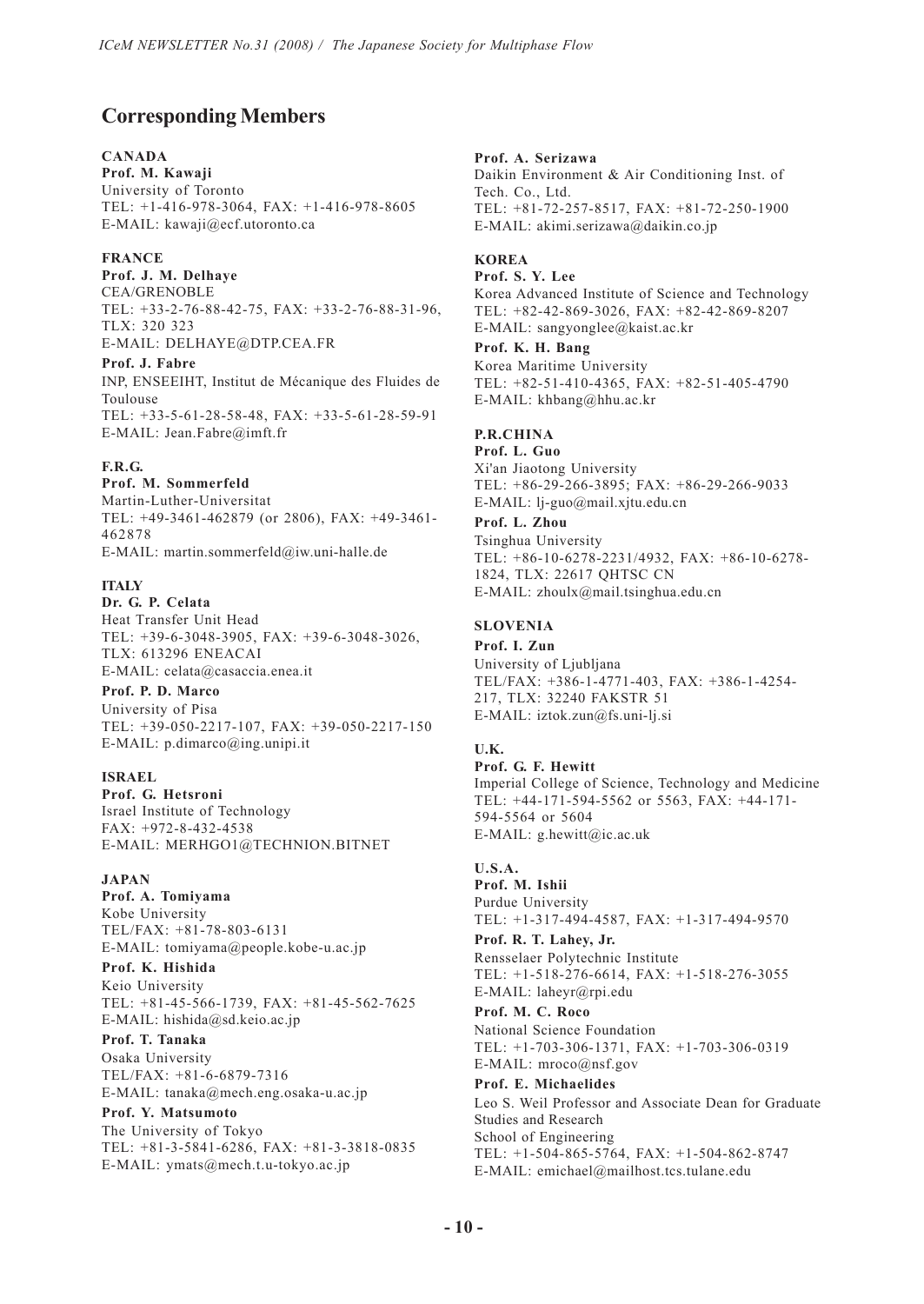## Corresponding Members

**CANADA**

**Prof. M. Kawaji**
University of Toronto
TEL: +1-416-978-3064, FAX: +1-416-978-8605
E-MAIL: kawaji@ecf.utoronto.ca

**FRANCE**

**Prof. J. M. Delhaye**
CEA/GRENOBLE
TEL: +33-2-76-88-42-75, FAX: +33-2-76-88-31-96, TLX: 320 323
E-MAIL: DELHAYE@DTP.CEA.FR

**Prof. J. Fabre**
INP, ENSEEIHT, Institut de Mécanique des Fluides de Toulouse
TEL: +33-5-61-28-58-48, FAX: +33-5-61-28-59-91
E-MAIL: Jean.Fabre@imft.fr

**F.R.G.**

**Prof. M. Sommerfeld**
Martin-Luther-Universitat
TEL: +49-3461-462879 (or 2806), FAX: +49-3461-462878
E-MAIL: martin.sommerfeld@iw.uni-halle.de

**ITALY**

**Dr. G. P. Celata**
Heat Transfer Unit Head
TEL: +39-6-3048-3905, FAX: +39-6-3048-3026, TLX: 613296 ENEACAI
E-MAIL: celata@casaccia.enea.it

**Prof. P. D. Marco**
University of Pisa
TEL: +39-050-2217-107, FAX: +39-050-2217-150
E-MAIL: p.dimarco@ing.unipi.it

**ISRAEL**

**Prof. G. Hetsroni**
Israel Institute of Technology
FAX: +972-8-432-4538
E-MAIL: MERHGO1@TECHNION.BITNET

**JAPAN**

**Prof. A. Tomiyama**
Kobe University
TEL/FAX: +81-78-803-6131
E-MAIL: tomiyama@people.kobe-u.ac.jp

**Prof. K. Hishida**
Keio University
TEL: +81-45-566-1739, FAX: +81-45-562-7625
E-MAIL: hishida@sd.keio.ac.jp

**Prof. T. Tanaka**
Osaka University
TEL/FAX: +81-6-6879-7316
E-MAIL: tanaka@mech.eng.osaka-u.ac.jp

**Prof. Y. Matsumoto**
The University of Tokyo
TEL: +81-3-5841-6286, FAX: +81-3-3818-0835
E-MAIL: ymats@mech.t.u-tokyo.ac.jp

**Prof. A. Serizawa**
Daikin Environment & Air Conditioning Inst. of Tech. Co., Ltd.
TEL: +81-72-257-8517, FAX: +81-72-250-1900
E-MAIL: akimi.serizawa@daikin.co.jp

**KOREA**

**Prof. S. Y. Lee**
Korea Advanced Institute of Science and Technology
TEL: +82-42-869-3026, FAX: +82-42-869-8207
E-MAIL: sangyonglee@kaist.ac.kr

**Prof. K. H. Bang**
Korea Maritime University
TEL: +82-51-410-4365, FAX: +82-51-405-4790
E-MAIL: khbang@hhu.ac.kr

**P.R.CHINA**

**Prof. L. Guo**
Xi'an Jiaotong University
TEL: +86-29-266-3895; FAX: +86-29-266-9033
E-MAIL: lj-guo@mail.xjtu.edu.cn

**Prof. L. Zhou**
Tsinghua University
TEL: +86-10-6278-2231/4932, FAX: +86-10-6278-1824, TLX: 22617 QHTSC CN
E-MAIL: zhoulx@mail.tsinghua.edu.cn

**SLOVENIA**

**Prof. I. Zun**
University of Ljubljana
TEL/FAX: +386-1-4771-403, FAX: +386-1-4254-217, TLX: 32240 FAKSTR 51
E-MAIL: iztok.zun@fs.uni-lj.si

**U.K.**

**Prof. G. F. Hewitt**
Imperial College of Science, Technology and Medicine
TEL: +44-171-594-5562 or 5563, FAX: +44-171-594-5564 or 5604
E-MAIL: g.hewitt@ic.ac.uk

**U.S.A.**

**Prof. M. Ishii**
Purdue University
TEL: +1-317-494-4587, FAX: +1-317-494-9570

**Prof. R. T. Lahey, Jr.**
Rensselaer Polytechnic Institute
TEL: +1-518-276-6614, FAX: +1-518-276-3055
E-MAIL: laheyr@rpi.edu

**Prof. M. C. Roco**
National Science Foundation
TEL: +1-703-306-1371, FAX: +1-703-306-0319
E-MAIL: mroco@nsf.gov

**Prof. E. Michaelides**
Leo S. Weil Professor and Associate Dean for Graduate Studies and Research
School of Engineering
TEL: +1-504-865-5764, FAX: +1-504-862-8747
E-MAIL: emichael@mailhost.tcs.tulane.edu